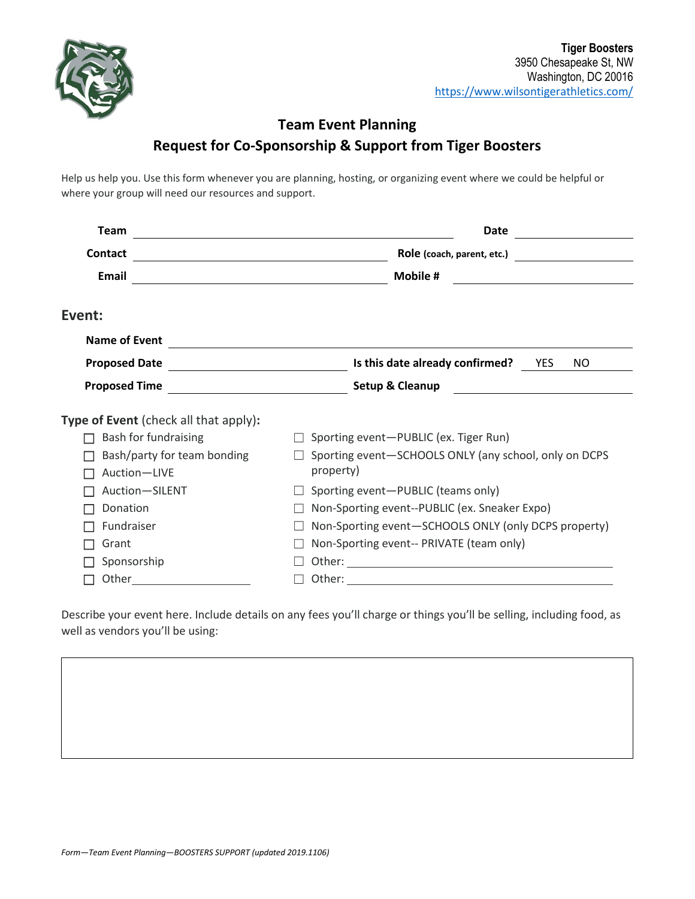**Tiger Boosters**
3950 Chesapeake St, NW
Washington, DC 20016
https://www.wilsontigerathletics.com/

## Team Event Planning
## Request for Co-Sponsorship & Support from Tiger Boosters

Help us help you. Use this form whenever you are planning, hosting, or organizing event where we could be helpful or where your group will need our resources and support.

**Team** ______________________________ **Date** ______________

**Contact** ______________________________ **Role** (coach, parent, etc.) ______________

**Email** ______________________________ **Mobile #** ______________

### Event:

**Name of Event** ______________________________

**Proposed Date** ______________ **Is this date already confirmed?** YES NO

**Proposed Time** ______________ **Setup & Cleanup** ______________

**Type of Event** (check all that apply):

- ☐ Bash for fundraising
- ☐ Bash/party for team bonding
- ☐ Auction—LIVE
- ☐ Auction—SILENT
- ☐ Donation
- ☐ Fundraiser
- ☐ Grant
- ☐ Sponsorship
- ☐ Other______________
- ☐ Sporting event—PUBLIC (ex. Tiger Run)
- ☐ Sporting event—SCHOOLS ONLY (any school, only on DCPS property)
- ☐ Sporting event—PUBLIC (teams only)
- ☐ Non-Sporting event--PUBLIC (ex. Sneaker Expo)
- ☐ Non-Sporting event—SCHOOLS ONLY (only DCPS property)
- ☐ Non-Sporting event-- PRIVATE (team only)
- ☐ Other: ______________
- ☐ Other: ______________

Describe your event here. Include details on any fees you'll charge or things you'll be selling, including food, as well as vendors you'll be using:

*Form—Team Event Planning—BOOSTERS SUPPORT (updated 2019.1106)*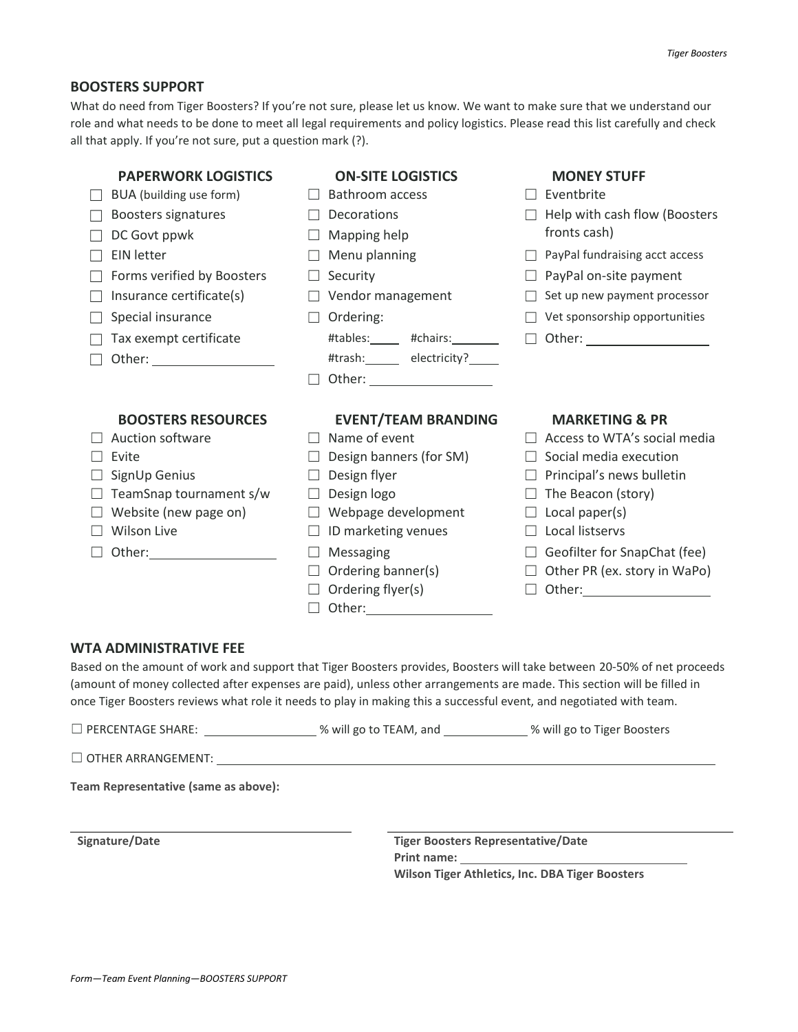## BOOSTERS SUPPORT

What do need from Tiger Boosters? If you're not sure, please let us know. We want to make sure that we understand our role and what needs to be done to meet all legal requirements and policy logistics. Please read this list carefully and check all that apply. If you're not sure, put a question mark (?).

### PAPERWORK LOGISTICS

- ☐ BUA (building use form)
- ☐ Boosters signatures
- ☐ DC Govt ppwk
- ☐ EIN letter
- ☐ Forms verified by Boosters
- ☐ Insurance certificate(s)
- ☐ Special insurance
- ☐ Tax exempt certificate
- ☐ Other: ________________

### ON-SITE LOGISTICS

- ☐ Bathroom access
- ☐ Decorations
- ☐ Mapping help
- ☐ Menu planning
- ☐ Security
- ☐ Vendor management
- ☐ Ordering:
  #tables:____ #chairs:______
  #trash:_____ electricity?_____
- ☐ Other: ________________

### MONEY STUFF

- ☐ Eventbrite
- ☐ Help with cash flow (Boosters fronts cash)
- ☐ PayPal fundraising acct access
- ☐ PayPal on-site payment
- ☐ Set up new payment processor
- ☐ Vet sponsorship opportunities
- ☐ Other: ________________

### BOOSTERS RESOURCES

- ☐ Auction software
- ☐ Evite
- ☐ SignUp Genius
- ☐ TeamSnap tournament s/w
- ☐ Website (new page on)
- ☐ Wilson Live
- ☐ Other: ________________

### EVENT/TEAM BRANDING

- ☐ Name of event
- ☐ Design banners (for SM)
- ☐ Design flyer
- ☐ Design logo
- ☐ Webpage development
- ☐ ID marketing venues
- ☐ Messaging
- ☐ Ordering banner(s)
- ☐ Ordering flyer(s)
- ☐ Other: ________________

### MARKETING & PR

- ☐ Access to WTA's social media
- ☐ Social media execution
- ☐ Principal's news bulletin
- ☐ The Beacon (story)
- ☐ Local paper(s)
- ☐ Local listservs
- ☐ Geofilter for SnapChat (fee)
- ☐ Other PR (ex. story in WaPo)
- ☐ Other: ________________

## WTA ADMINISTRATIVE FEE

Based on the amount of work and support that Tiger Boosters provides, Boosters will take between 20-50% of net proceeds (amount of money collected after expenses are paid), unless other arrangements are made. This section will be filled in once Tiger Boosters reviews what role it needs to play in making this a successful event, and negotiated with team.

☐ PERCENTAGE SHARE: ______________ % will go to TEAM, and ___________ % will go to Tiger Boosters

☐ OTHER ARRANGEMENT: ________________________________________________

**Team Representative (same as above):**

______________________________
**Signature/Date**

______________________________
**Tiger Boosters Representative/Date**
**Print name:** ______________________________
**Wilson Tiger Athletics, Inc. DBA Tiger Boosters**

*Form—Team Event Planning—BOOSTERS SUPPORT*